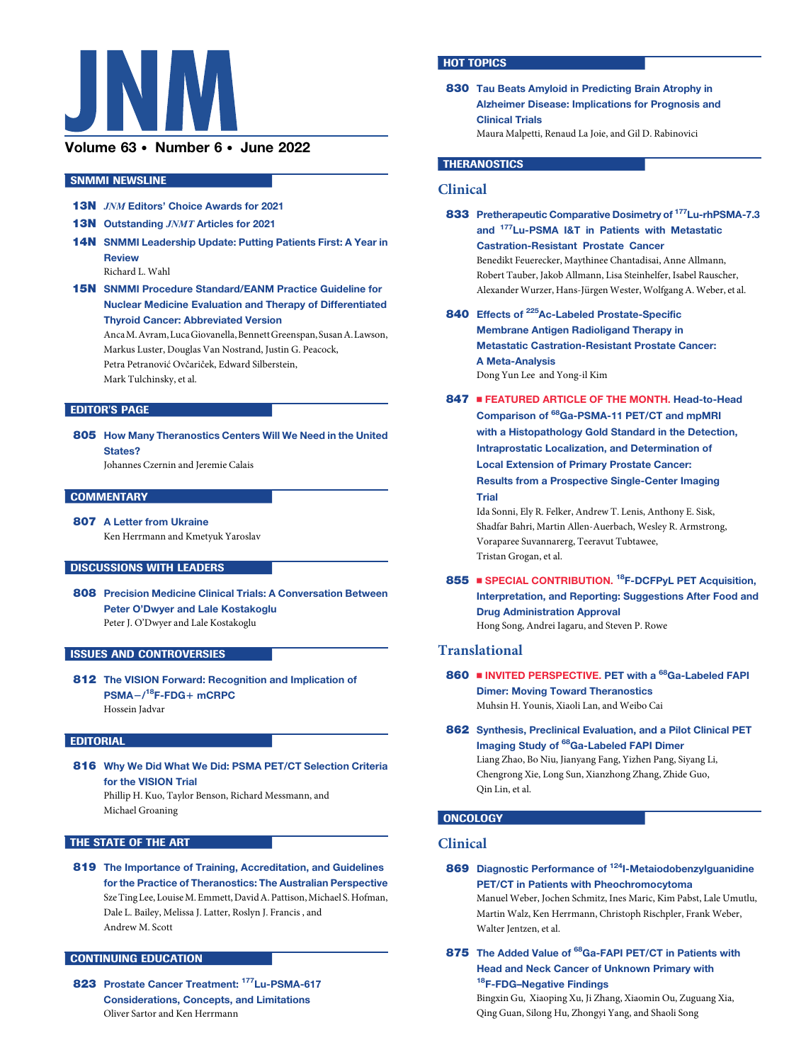# JNM

**Volume 63 • Number 6 • June 2022**

## SNMMI NEWSLINE

**13N** ***JNM*** **Editors' Choice Awards for 2021**

**13N Outstanding** ***JNMT*** **Articles for 2021**

**14N SNMMI Leadership Update: Putting Patients First: A Year in Review**
Richard L. Wahl

**15N SNMMI Procedure Standard/EANM Practice Guideline for Nuclear Medicine Evaluation and Therapy of Differentiated Thyroid Cancer: Abbreviated Version**
Anca M. Avram, Luca Giovanella, Bennett Greenspan, Susan A. Lawson, Markus Luster, Douglas Van Nostrand, Justin G. Peacock, Petra Petranović Ovčariček, Edward Silberstein, Mark Tulchinsky, et al.

## EDITOR'S PAGE

**805 How Many Theranostics Centers Will We Need in the United States?**
Johannes Czernin and Jeremie Calais

## COMMENTARY

**807 A Letter from Ukraine**
Ken Herrmann and Kmetyuk Yaroslav

## DISCUSSIONS WITH LEADERS

**808 Precision Medicine Clinical Trials: A Conversation Between Peter O'Dwyer and Lale Kostakoglu**
Peter J. O'Dwyer and Lale Kostakoglu

## ISSUES AND CONTROVERSIES

**812 The VISION Forward: Recognition and Implication of PSMA−/$^{18}$F-FDG+ mCRPC**
Hossein Jadvar

## EDITORIAL

**816 Why We Did What We Did: PSMA PET/CT Selection Criteria for the VISION Trial**
Phillip H. Kuo, Taylor Benson, Richard Messmann, and Michael Groaning

## THE STATE OF THE ART

**819 The Importance of Training, Accreditation, and Guidelines for the Practice of Theranostics: The Australian Perspective**
Sze Ting Lee, Louise M. Emmett, David A. Pattison, Michael S. Hofman, Dale L. Bailey, Melissa J. Latter, Roslyn J. Francis , and Andrew M. Scott

## CONTINUING EDUCATION

**823 Prostate Cancer Treatment: $^{177}$Lu-PSMA-617 Considerations, Concepts, and Limitations**
Oliver Sartor and Ken Herrmann

## HOT TOPICS

**830 Tau Beats Amyloid in Predicting Brain Atrophy in Alzheimer Disease: Implications for Prognosis and Clinical Trials**
Maura Malpetti, Renaud La Joie, and Gil D. Rabinovici

## THERANOSTICS

### Clinical

**833 Pretherapeutic Comparative Dosimetry of $^{177}$Lu-rhPSMA-7.3 and $^{177}$Lu-PSMA I&T in Patients with Metastatic Castration-Resistant Prostate Cancer**
Benedikt Feuerecker, Maythinee Chantadisai, Anne Allmann, Robert Tauber, Jakob Allmann, Lisa Steinhelfer, Isabel Rauscher, Alexander Wurzer, Hans-Jürgen Wester, Wolfgang A. Weber, et al.

**840 Effects of $^{225}$Ac-Labeled Prostate-Specific Membrane Antigen Radioligand Therapy in Metastatic Castration-Resistant Prostate Cancer: A Meta-Analysis**
Dong Yun Lee and Yong-il Kim

**847 ■ FEATURED ARTICLE OF THE MONTH. Head-to-Head Comparison of $^{68}$Ga-PSMA-11 PET/CT and mpMRI with a Histopathology Gold Standard in the Detection, Intraprostatic Localization, and Determination of Local Extension of Primary Prostate Cancer: Results from a Prospective Single-Center Imaging Trial**
Ida Sonni, Ely R. Felker, Andrew T. Lenis, Anthony E. Sisk, Shadfar Bahri, Martin Allen-Auerbach, Wesley R. Armstrong, Voraparee Suvannarerg, Teeravut Tubtawee, Tristan Grogan, et al.

**855 ■ SPECIAL CONTRIBUTION. $^{18}$F-DCFPyL PET Acquisition, Interpretation, and Reporting: Suggestions After Food and Drug Administration Approval**
Hong Song, Andrei Iagaru, and Steven P. Rowe

### Translational

**860 ■ INVITED PERSPECTIVE. PET with a $^{68}$Ga-Labeled FAPI Dimer: Moving Toward Theranostics**
Muhsin H. Younis, Xiaoli Lan, and Weibo Cai

**862 Synthesis, Preclinical Evaluation, and a Pilot Clinical PET Imaging Study of $^{68}$Ga-Labeled FAPI Dimer**
Liang Zhao, Bo Niu, Jianyang Fang, Yizhen Pang, Siyang Li, Chengrong Xie, Long Sun, Xianzhong Zhang, Zhide Guo, Qin Lin, et al.

## ONCOLOGY

### Clinical

**869 Diagnostic Performance of $^{124}$I-Metaiodobenzylguanidine PET/CT in Patients with Pheochromocytoma**
Manuel Weber, Jochen Schmitz, Ines Maric, Kim Pabst, Lale Umutlu, Martin Walz, Ken Herrmann, Christoph Rischpler, Frank Weber, Walter Jentzen, et al.

**875 The Added Value of $^{68}$Ga-FAPI PET/CT in Patients with Head and Neck Cancer of Unknown Primary with $^{18}$F-FDG–Negative Findings**
Bingxin Gu, Xiaoping Xu, Ji Zhang, Xiaomin Ou, Zuguang Xia, Qing Guan, Silong Hu, Zhongyi Yang, and Shaoli Song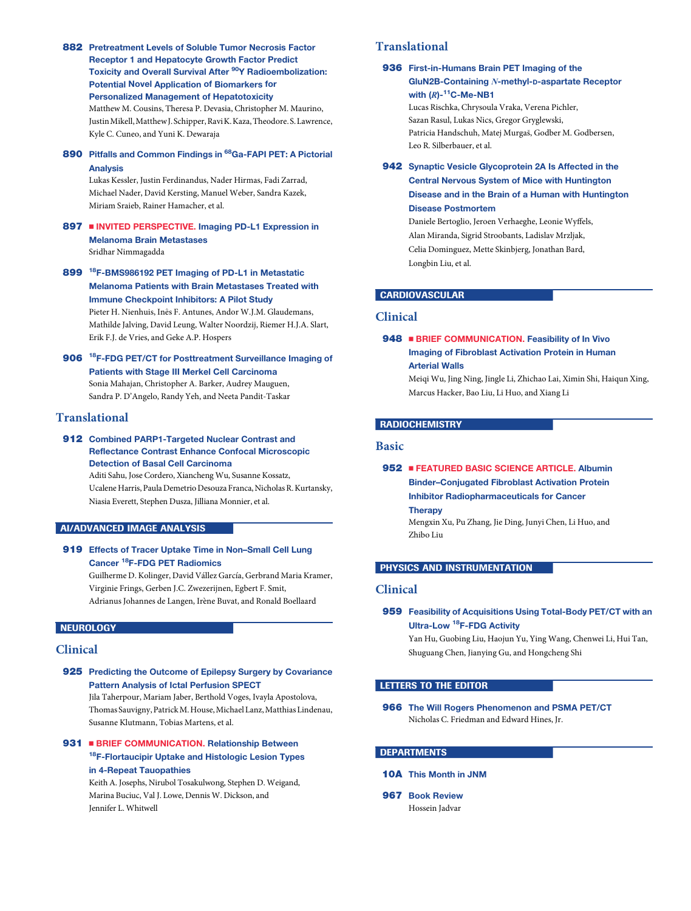**882 Pretreatment Levels of Soluble Tumor Necrosis Factor Receptor 1 and Hepatocyte Growth Factor Predict Toxicity and Overall Survival After $^{90}$Y Radioembolization: Potential Novel Application of Biomarkers for Personalized Management of Hepatotoxicity**
Matthew M. Cousins, Theresa P. Devasia, Christopher M. Maurino, Justin Mikell, Matthew J. Schipper, Ravi K. Kaza, Theodore. S. Lawrence, Kyle C. Cuneo, and Yuni K. Dewaraja

**890 Pitfalls and Common Findings in $^{68}$Ga-FAPI PET: A Pictorial Analysis**
Lukas Kessler, Justin Ferdinandus, Nader Hirmas, Fadi Zarrad, Michael Nader, David Kersting, Manuel Weber, Sandra Kazek, Miriam Sraieb, Rainer Hamacher, et al.

**897 ■ INVITED PERSPECTIVE. Imaging PD-L1 Expression in Melanoma Brain Metastases**
Sridhar Nimmagadda

**899 $^{18}$F-BMS986192 PET Imaging of PD-L1 in Metastatic Melanoma Patients with Brain Metastases Treated with Immune Checkpoint Inhibitors: A Pilot Study**
Pieter H. Nienhuis, Inês F. Antunes, Andor W.J.M. Glaudemans, Mathilde Jalving, David Leung, Walter Noordzij, Riemer H.J.A. Slart, Erik F.J. de Vries, and Geke A.P. Hospers

**906 $^{18}$F-FDG PET/CT for Posttreatment Surveillance Imaging of Patients with Stage III Merkel Cell Carcinoma**
Sonia Mahajan, Christopher A. Barker, Audrey Mauguen, Sandra P. D'Angelo, Randy Yeh, and Neeta Pandit-Taskar

## Translational

**912 Combined PARP1-Targeted Nuclear Contrast and Reflectance Contrast Enhance Confocal Microscopic Detection of Basal Cell Carcinoma**
Aditi Sahu, Jose Cordero, Xiancheng Wu, Susanne Kossatz, Ucalene Harris, Paula Demetrio Desouza Franca, Nicholas R. Kurtansky, Niasia Everett, Stephen Dusza, Jilliana Monnier, et al.

# AI/ADVANCED IMAGE ANALYSIS

**919 Effects of Tracer Uptake Time in Non–Small Cell Lung Cancer $^{18}$F-FDG PET Radiomics**
Guilherme D. Kolinger, David Vállez García, Gerbrand Maria Kramer, Virginie Frings, Gerben J.C. Zwezerijnen, Egbert F. Smit, Adrianus Johannes de Langen, Irène Buvat, and Ronald Boellaard

# NEUROLOGY

## Clinical

**925 Predicting the Outcome of Epilepsy Surgery by Covariance Pattern Analysis of Ictal Perfusion SPECT**
Jila Taherpour, Mariam Jaber, Berthold Voges, Ivayla Apostolova, Thomas Sauvigny, Patrick M. House, Michael Lanz, Matthias Lindenau, Susanne Klutmann, Tobias Martens, et al.

**931 ■ BRIEF COMMUNICATION. Relationship Between $^{18}$F-Flortaucipir Uptake and Histologic Lesion Types in 4-Repeat Tauopathies**
Keith A. Josephs, Nirubol Tosakulwong, Stephen D. Weigand, Marina Buciuc, Val J. Lowe, Dennis W. Dickson, and Jennifer L. Whitwell

## Translational

**936 First-in-Humans Brain PET Imaging of the GluN2B-Containing *N*-methyl-D-aspartate Receptor with (*R*)-$^{11}$C-Me-NB1**
Lucas Rischka, Chrysoula Vraka, Verena Pichler, Sazan Rasul, Lukas Nics, Gregor Gryglewski, Patricia Handschuh, Matej Murgaš, Godber M. Godbersen, Leo R. Silberbauer, et al.

**942 Synaptic Vesicle Glycoprotein 2A Is Affected in the Central Nervous System of Mice with Huntington Disease and in the Brain of a Human with Huntington Disease Postmortem**
Daniele Bertoglio, Jeroen Verhaeghe, Leonie Wyffels, Alan Miranda, Sigrid Stroobants, Ladislav Mrzljak, Celia Dominguez, Mette Skinbjerg, Jonathan Bard, Longbin Liu, et al.

# CARDIOVASCULAR

## Clinical

**948 ■ BRIEF COMMUNICATION. Feasibility of In Vivo Imaging of Fibroblast Activation Protein in Human Arterial Walls**
Meiqi Wu, Jing Ning, Jingle Li, Zhichao Lai, Ximin Shi, Haiqun Xing, Marcus Hacker, Bao Liu, Li Huo, and Xiang Li

# RADIOCHEMISTRY

## Basic

**952 ■ FEATURED BASIC SCIENCE ARTICLE. Albumin Binder–Conjugated Fibroblast Activation Protein Inhibitor Radiopharmaceuticals for Cancer Therapy**
Mengxin Xu, Pu Zhang, Jie Ding, Junyi Chen, Li Huo, and Zhibo Liu

# PHYSICS AND INSTRUMENTATION

## Clinical

**959 Feasibility of Acquisitions Using Total-Body PET/CT with an Ultra-Low $^{18}$F-FDG Activity**
Yan Hu, Guobing Liu, Haojun Yu, Ying Wang, Chenwei Li, Hui Tan, Shuguang Chen, Jianying Gu, and Hongcheng Shi

# LETTERS TO THE EDITOR

**966 The Will Rogers Phenomenon and PSMA PET/CT**
Nicholas C. Friedman and Edward Hines, Jr.

# DEPARTMENTS

**10A This Month in JNM**

**967 Book Review**
Hossein Jadvar